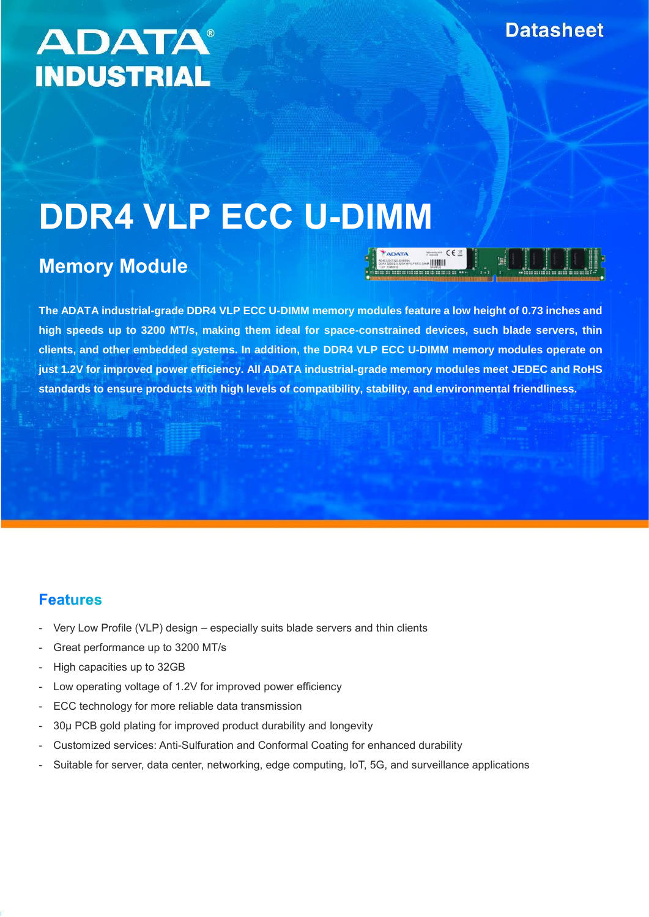ADATA® INDUSTRIAL

Datasheet

# DDR4 VLP ECC U-DIMM

## Memory Module

**The ADATA industrial-grade DDR4 VLP ECC U-DIMM memory modules feature a low height of 0.73 inches and high speeds up to 3200 MT/s, making them ideal for space-constrained devices, such blade servers, thin clients, and other embedded systems. In addition, the DDR4 VLP ECC U-DIMM memory modules operate on just 1.2V for improved power efficiency. All ADATA industrial-grade memory modules meet JEDEC and RoHS standards to ensure products with high levels of compatibility, stability, and environmental friendliness.**

## Features

- Very Low Profile (VLP) design – especially suits blade servers and thin clients
- Great performance up to 3200 MT/s
- High capacities up to 32GB
- Low operating voltage of 1.2V for improved power efficiency
- ECC technology for more reliable data transmission
- 30μ PCB gold plating for improved product durability and longevity
- Customized services: Anti-Sulfuration and Conformal Coating for enhanced durability
- Suitable for server, data center, networking, edge computing, IoT, 5G, and surveillance applications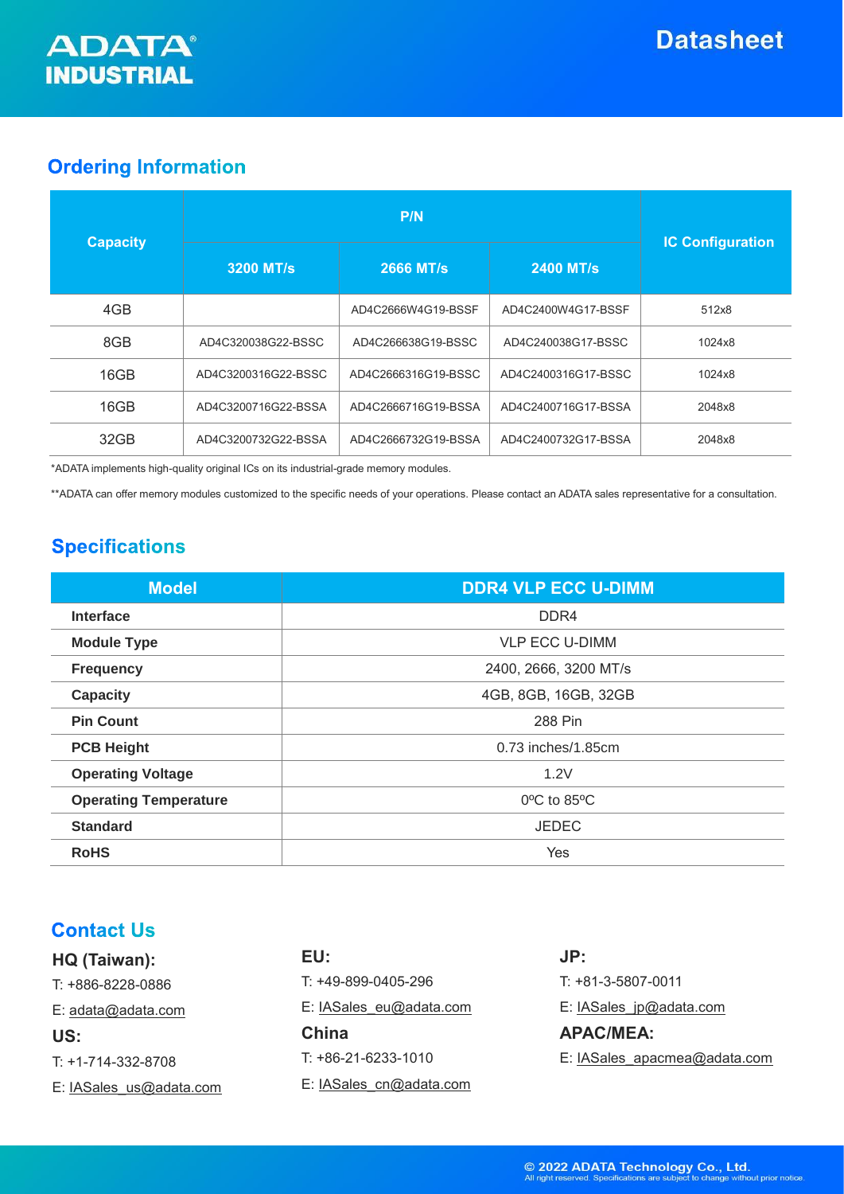## Ordering Information

| Capacity | P/N | | | IC Configuration |
|---|---|---|---|---|
| | 3200 MT/s | 2666 MT/s | 2400 MT/s | |
| 4GB | | AD4C2666W4G19-BSSF | AD4C2400W4G17-BSSF | 512x8 |
| 8GB | AD4C320038G22-BSSC | AD4C266638G19-BSSC | AD4C240038G17-BSSC | 1024x8 |
| 16GB | AD4C3200316G22-BSSC | AD4C2666316G19-BSSC | AD4C2400316G17-BSSC | 1024x8 |
| 16GB | AD4C3200716G22-BSSA | AD4C2666716G19-BSSA | AD4C2400716G17-BSSA | 2048x8 |
| 32GB | AD4C3200732G22-BSSA | AD4C2666732G19-BSSA | AD4C2400732G17-BSSA | 2048x8 |

*ADATA implements high-quality original ICs on its industrial-grade memory modules.

**ADATA can offer memory modules customized to the specific needs of your operations. Please contact an ADATA sales representative for a consultation.

## Specifications

| Model | DDR4 VLP ECC U-DIMM |
|---|---|
| **Interface** | DDR4 |
| **Module Type** | VLP ECC U-DIMM |
| **Frequency** | 2400, 2666, 3200 MT/s |
| **Capacity** | 4GB, 8GB, 16GB, 32GB |
| **Pin Count** | 288 Pin |
| **PCB Height** | 0.73 inches/1.85cm |
| **Operating Voltage** | 1.2V |
| **Operating Temperature** | 0ºC to 85ºC |
| **Standard** | JEDEC |
| **RoHS** | Yes |

## Contact Us

**HQ (Taiwan):**
T: +886-8228-0886
E: adata@adata.com

**US:**
T: +1-714-332-8708
E: IASales_us@adata.com

**EU:**
T: +49-899-0405-296
E: IASales_eu@adata.com

**China**
T: +86-21-6233-1010
E: IASales_cn@adata.com

**JP:**
T: +81-3-5807-0011
E: IASales_jp@adata.com

**APAC/MEA:**
E: IASales_apacmea@adata.com

© 2022 ADATA Technology Co., Ltd.
All right reserved. Specifications are subject to change without prior notice.